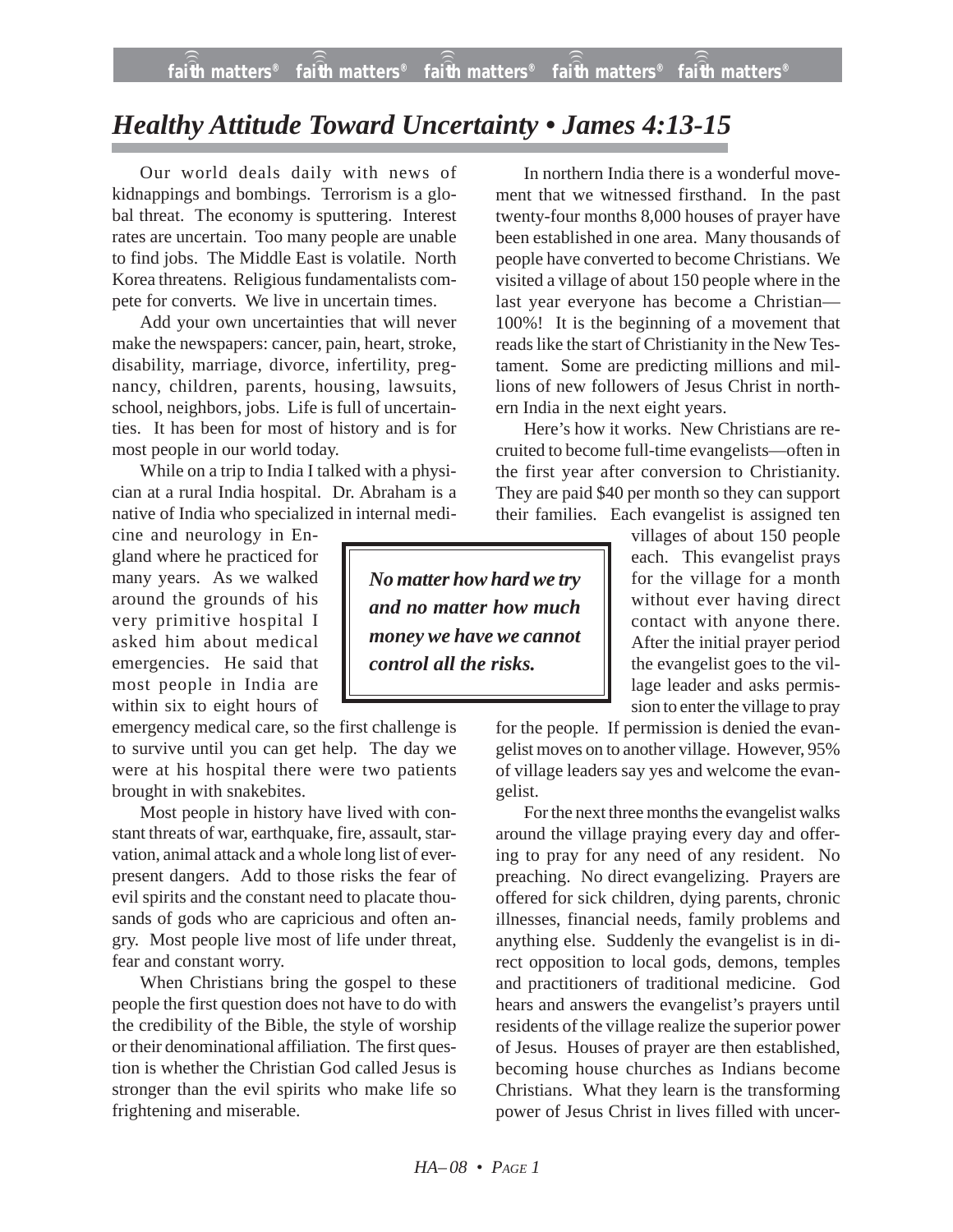# *Healthy Attitude Toward Uncertainty • James 4:13-15*

Our world deals daily with news of kidnappings and bombings. Terrorism is a global threat. The economy is sputtering. Interest rates are uncertain. Too many people are unable to find jobs. The Middle East is volatile. North Korea threatens. Religious fundamentalists compete for converts. We live in uncertain times.

Add your own uncertainties that will never make the newspapers: cancer, pain, heart, stroke, disability, marriage, divorce, infertility, pregnancy, children, parents, housing, lawsuits, school, neighbors, jobs. Life is full of uncertainties. It has been for most of history and is for most people in our world today.

While on a trip to India I talked with a physician at a rural India hospital. Dr. Abraham is a native of India who specialized in internal medicine and neurology in England where he practiced for many years. As we walked around the grounds of his very primitive hospital I asked him about medical emergencies. He said that most people in India are within six to eight hours of emergency medical care, so the first challenge is to survive until you can get help. The day we were at his hospital there were two patients brought in with snakebites.

Most people in history have lived with constant threats of war, earthquake, fire, assault, starvation, animal attack and a whole long list of ever-present dangers. Add to those risks the fear of evil spirits and the constant need to placate thousands of gods who are capricious and often angry. Most people live most of life under threat, fear and constant worry.

When Christians bring the gospel to these people the first question does not have to do with the credibility of the Bible, the style of worship or their denominational affiliation. The first question is whether the Christian God called Jesus is stronger than the evil spirits who make life so frightening and miserable.

> ***No matter how hard we try and no matter how much money we have we cannot control all the risks.***

In northern India there is a wonderful movement that we witnessed firsthand. In the past twenty-four months 8,000 houses of prayer have been established in one area. Many thousands of people have converted to become Christians. We visited a village of about 150 people where in the last year everyone has become a Christian—100%! It is the beginning of a movement that reads like the start of Christianity in the New Testament. Some are predicting millions and millions of new followers of Jesus Christ in northern India in the next eight years.

Here's how it works. New Christians are recruited to become full-time evangelists—often in the first year after conversion to Christianity. They are paid $40 per month so they can support their families. Each evangelist is assigned ten villages of about 150 people each. This evangelist prays for the village for a month without ever having direct contact with anyone there. After the initial prayer period the evangelist goes to the village leader and asks permission to enter the village to pray for the people. If permission is denied the evangelist moves on to another village. However, 95% of village leaders say yes and welcome the evangelist.

For the next three months the evangelist walks around the village praying every day and offering to pray for any need of any resident. No preaching. No direct evangelizing. Prayers are offered for sick children, dying parents, chronic illnesses, financial needs, family problems and anything else. Suddenly the evangelist is in direct opposition to local gods, demons, temples and practitioners of traditional medicine. God hears and answers the evangelist's prayers until residents of the village realize the superior power of Jesus. Houses of prayer are then established, becoming house churches as Indians become Christians. What they learn is the transforming power of Jesus Christ in lives filled with uncer-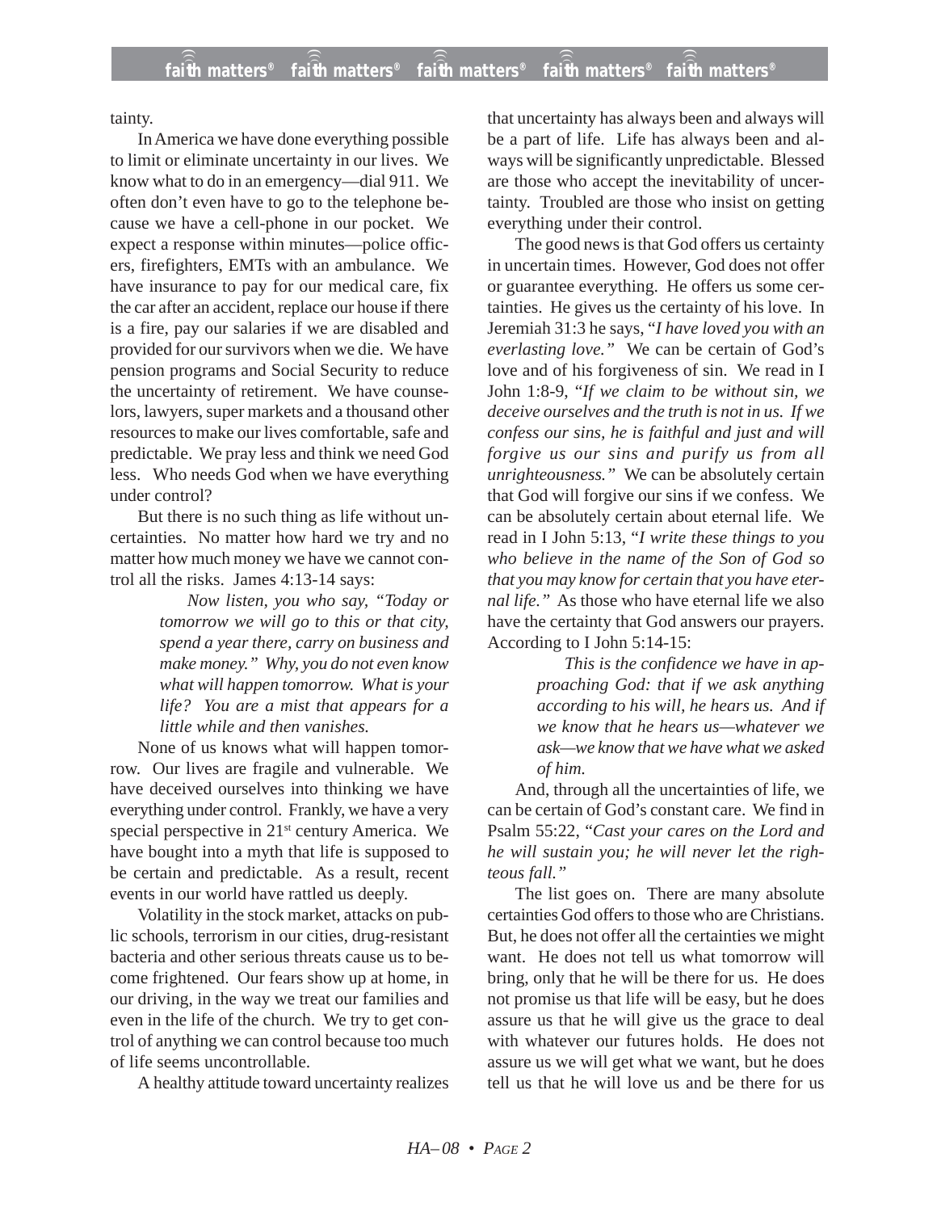tainty.

In America we have done everything possible to limit or eliminate uncertainty in our lives. We know what to do in an emergency—dial 911. We often don't even have to go to the telephone because we have a cell-phone in our pocket. We expect a response within minutes—police officers, firefighters, EMTs with an ambulance. We have insurance to pay for our medical care, fix the car after an accident, replace our house if there is a fire, pay our salaries if we are disabled and provided for our survivors when we die. We have pension programs and Social Security to reduce the uncertainty of retirement. We have counselors, lawyers, super markets and a thousand other resources to make our lives comfortable, safe and predictable. We pray less and think we need God less. Who needs God when we have everything under control?

But there is no such thing as life without uncertainties. No matter how hard we try and no matter how much money we have we cannot control all the risks. James 4:13-14 says:

> *Now listen, you who say, "Today or tomorrow we will go to this or that city, spend a year there, carry on business and make money." Why, you do not even know what will happen tomorrow. What is your life? You are a mist that appears for a little while and then vanishes.*

None of us knows what will happen tomorrow. Our lives are fragile and vulnerable. We have deceived ourselves into thinking we have everything under control. Frankly, we have a very special perspective in 21st century America. We have bought into a myth that life is supposed to be certain and predictable. As a result, recent events in our world have rattled us deeply.

Volatility in the stock market, attacks on public schools, terrorism in our cities, drug-resistant bacteria and other serious threats cause us to become frightened. Our fears show up at home, in our driving, in the way we treat our families and even in the life of the church. We try to get control of anything we can control because too much of life seems uncontrollable.

A healthy attitude toward uncertainty realizes that uncertainty has always been and always will be a part of life. Life has always been and always will be significantly unpredictable. Blessed are those who accept the inevitability of uncertainty. Troubled are those who insist on getting everything under their control.

The good news is that God offers us certainty in uncertain times. However, God does not offer or guarantee everything. He offers us some certainties. He gives us the certainty of his love. In Jeremiah 31:3 he says, "*I have loved you with an everlasting love.*" We can be certain of God's love and of his forgiveness of sin. We read in I John 1:8-9, "*If we claim to be without sin, we deceive ourselves and the truth is not in us. If we confess our sins, he is faithful and just and will forgive us our sins and purify us from all unrighteousness.*" We can be absolutely certain that God will forgive our sins if we confess. We can be absolutely certain about eternal life. We read in I John 5:13, "*I write these things to you who believe in the name of the Son of God so that you may know for certain that you have eternal life.*" As those who have eternal life we also have the certainty that God answers our prayers. According to I John 5:14-15:

> *This is the confidence we have in approaching God: that if we ask anything according to his will, he hears us. And if we know that he hears us—whatever we ask—we know that we have what we asked of him.*

And, through all the uncertainties of life, we can be certain of God's constant care. We find in Psalm 55:22, "*Cast your cares on the Lord and he will sustain you; he will never let the righteous fall.*"

The list goes on. There are many absolute certainties God offers to those who are Christians. But, he does not offer all the certainties we might want. He does not tell us what tomorrow will bring, only that he will be there for us. He does not promise us that life will be easy, but he does assure us that he will give us the grace to deal with whatever our futures holds. He does not assure us we will get what we want, but he does tell us that he will love us and be there for us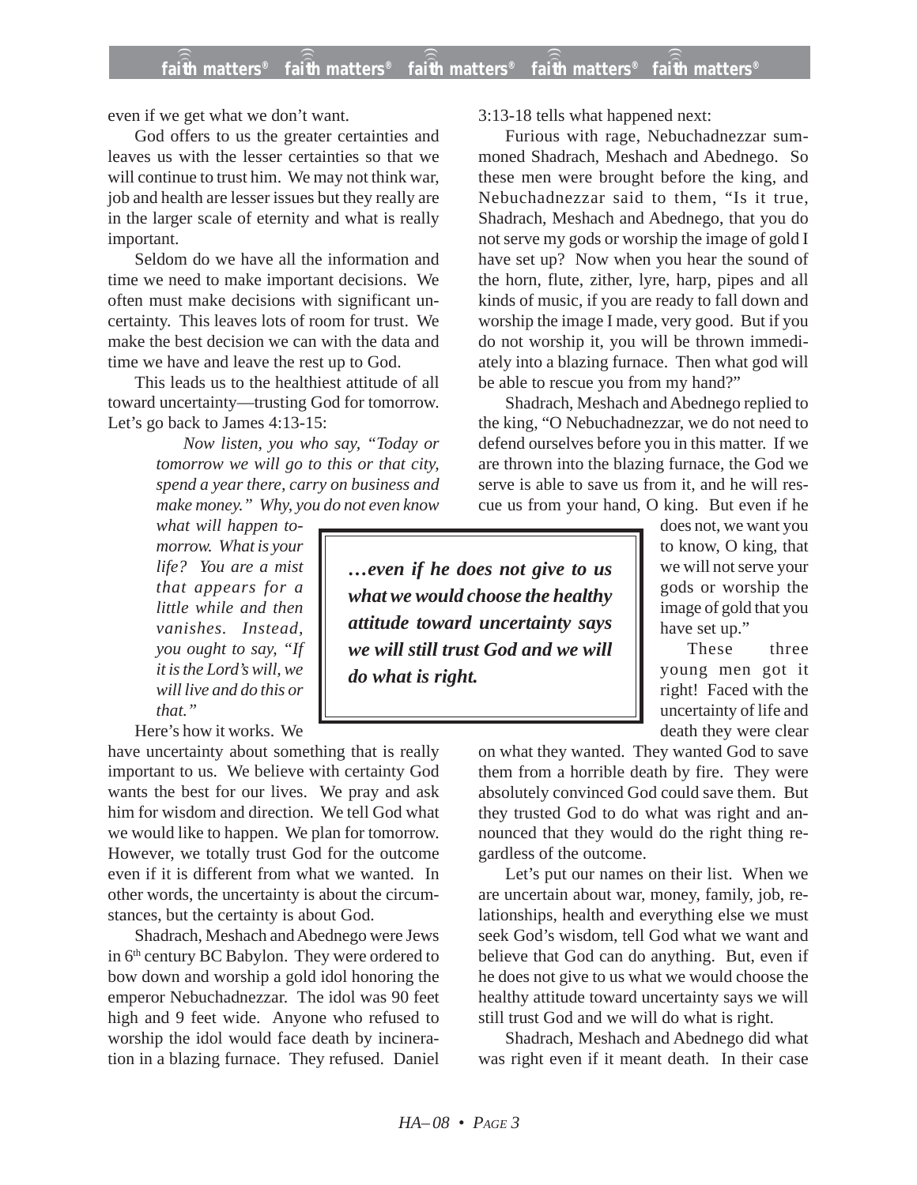even if we get what we don't want.

God offers to us the greater certainties and leaves us with the lesser certainties so that we will continue to trust him. We may not think war, job and health are lesser issues but they really are in the larger scale of eternity and what is really important.

Seldom do we have all the information and time we need to make important decisions. We often must make decisions with significant uncertainty. This leaves lots of room for trust. We make the best decision we can with the data and time we have and leave the rest up to God.

This leads us to the healthiest attitude of all toward uncertainty—trusting God for tomorrow. Let's go back to James 4:13-15:

> *Now listen, you who say, "Today or tomorrow we will go to this or that city, spend a year there, carry on business and make money." Why, you do not even know what will happen tomorrow. What is your life? You are a mist that appears for a little while and then vanishes. Instead, you ought to say, "If it is the Lord's will, we will live and do this or that."*

Here's how it works. We have uncertainty about something that is really important to us. We believe with certainty God wants the best for our lives. We pray and ask him for wisdom and direction. We tell God what we would like to happen. We plan for tomorrow. However, we totally trust God for the outcome even if it is different from what we wanted. In other words, the uncertainty is about the circumstances, but the certainty is about God.

Shadrach, Meshach and Abednego were Jews in 6th century BC Babylon. They were ordered to bow down and worship a gold idol honoring the emperor Nebuchadnezzar. The idol was 90 feet high and 9 feet wide. Anyone who refused to worship the idol would face death by incineration in a blazing furnace. They refused. Daniel 3:13-18 tells what happened next:

> Furious with rage, Nebuchadnezzar summoned Shadrach, Meshach and Abednego. So these men were brought before the king, and Nebuchadnezzar said to them, "Is it true, Shadrach, Meshach and Abednego, that you do not serve my gods or worship the image of gold I have set up? Now when you hear the sound of the horn, flute, zither, lyre, harp, pipes and all kinds of music, if you are ready to fall down and worship the image I made, very good. But if you do not worship it, you will be thrown immediately into a blazing furnace. Then what god will be able to rescue you from my hand?"
>
> Shadrach, Meshach and Abednego replied to the king, "O Nebuchadnezzar, we do not need to defend ourselves before you in this matter. If we are thrown into the blazing furnace, the God we serve is able to save us from it, and he will rescue us from your hand, O king. But even if he does not, we want you to know, O king, that we will not serve your gods or worship the image of gold that you have set up."

> ***…even if he does not give to us what we would choose the healthy attitude toward uncertainty says we will still trust God and we will do what is right.***

These three young men got it right! Faced with the uncertainty of life and death they were clear on what they wanted. They wanted God to save them from a horrible death by fire. They were absolutely convinced God could save them. But they trusted God to do what was right and announced that they would do the right thing regardless of the outcome.

Let's put our names on their list. When we are uncertain about war, money, family, job, relationships, health and everything else we must seek God's wisdom, tell God what we want and believe that God can do anything. But, even if he does not give to us what we would choose the healthy attitude toward uncertainty says we will still trust God and we will do what is right.

Shadrach, Meshach and Abednego did what was right even if it meant death. In their case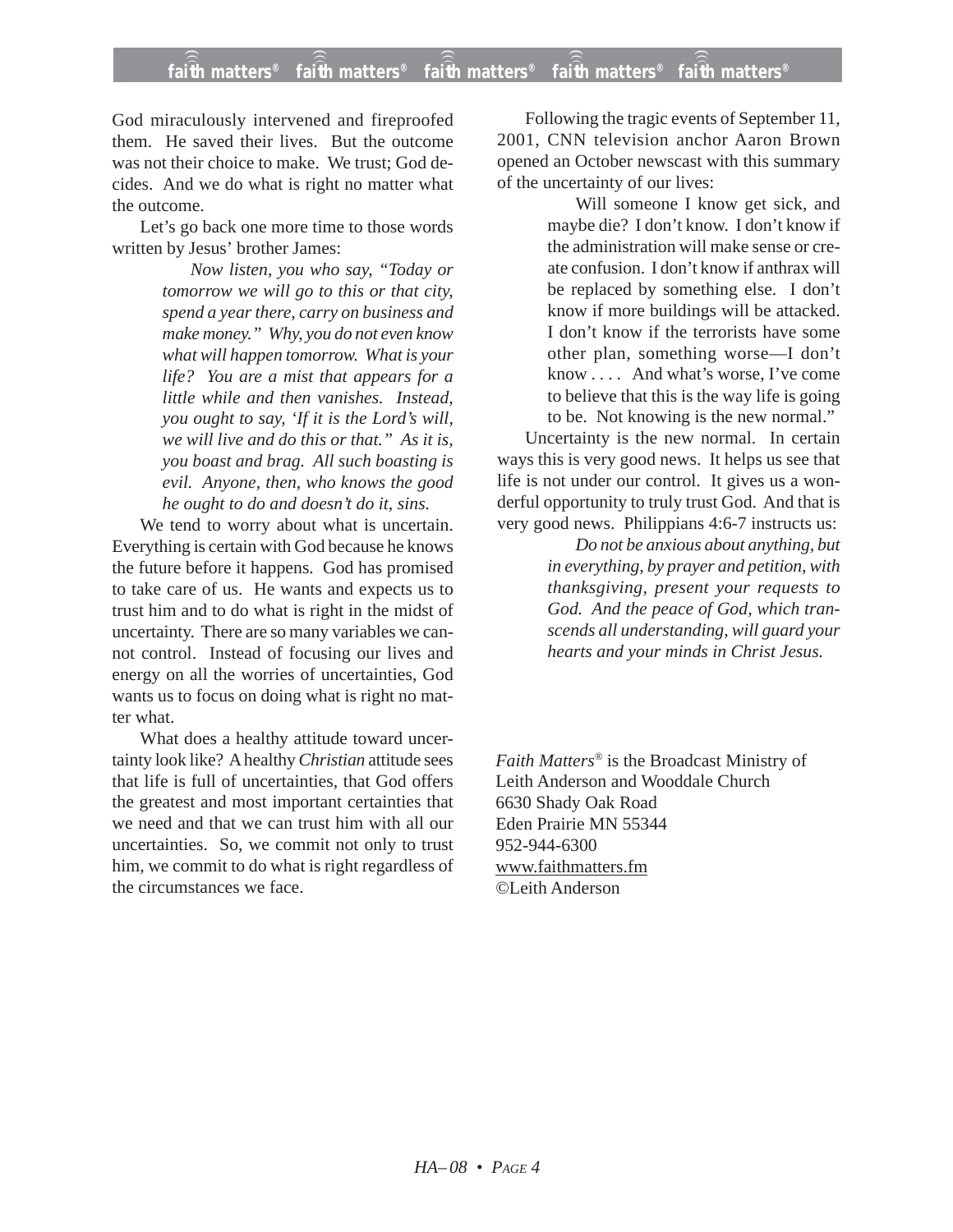God miraculously intervened and fireproofed them. He saved their lives. But the outcome was not their choice to make. We trust; God decides. And we do what is right no matter what the outcome.

Let's go back one more time to those words written by Jesus' brother James:

> *Now listen, you who say, "Today or tomorrow we will go to this or that city, spend a year there, carry on business and make money." Why, you do not even know what will happen tomorrow. What is your life? You are a mist that appears for a little while and then vanishes. Instead, you ought to say, 'If it is the Lord's will, we will live and do this or that." As it is, you boast and brag. All such boasting is evil. Anyone, then, who knows the good he ought to do and doesn't do it, sins.*

We tend to worry about what is uncertain. Everything is certain with God because he knows the future before it happens. God has promised to take care of us. He wants and expects us to trust him and to do what is right in the midst of uncertainty. There are so many variables we cannot control. Instead of focusing our lives and energy on all the worries of uncertainties, God wants us to focus on doing what is right no matter what.

What does a healthy attitude toward uncertainty look like? A healthy *Christian* attitude sees that life is full of uncertainties, that God offers the greatest and most important certainties that we need and that we can trust him with all our uncertainties. So, we commit not only to trust him, we commit to do what is right regardless of the circumstances we face.

Following the tragic events of September 11, 2001, CNN television anchor Aaron Brown opened an October newscast with this summary of the uncertainty of our lives:

> Will someone I know get sick, and maybe die? I don't know. I don't know if the administration will make sense or create confusion. I don't know if anthrax will be replaced by something else. I don't know if more buildings will be attacked. I don't know if the terrorists have some other plan, something worse—I don't know . . . . And what's worse, I've come to believe that this is the way life is going to be. Not knowing is the new normal."

Uncertainty is the new normal. In certain ways this is very good news. It helps us see that life is not under our control. It gives us a wonderful opportunity to truly trust God. And that is very good news. Philippians 4:6-7 instructs us:

> *Do not be anxious about anything, but in everything, by prayer and petition, with thanksgiving, present your requests to God. And the peace of God, which transcends all understanding, will guard your hearts and your minds in Christ Jesus.*

*Faith Matters®* is the Broadcast Ministry of
Leith Anderson and Wooddale Church
6630 Shady Oak Road
Eden Prairie MN 55344
952-944-6300
www.faithmatters.fm
©Leith Anderson